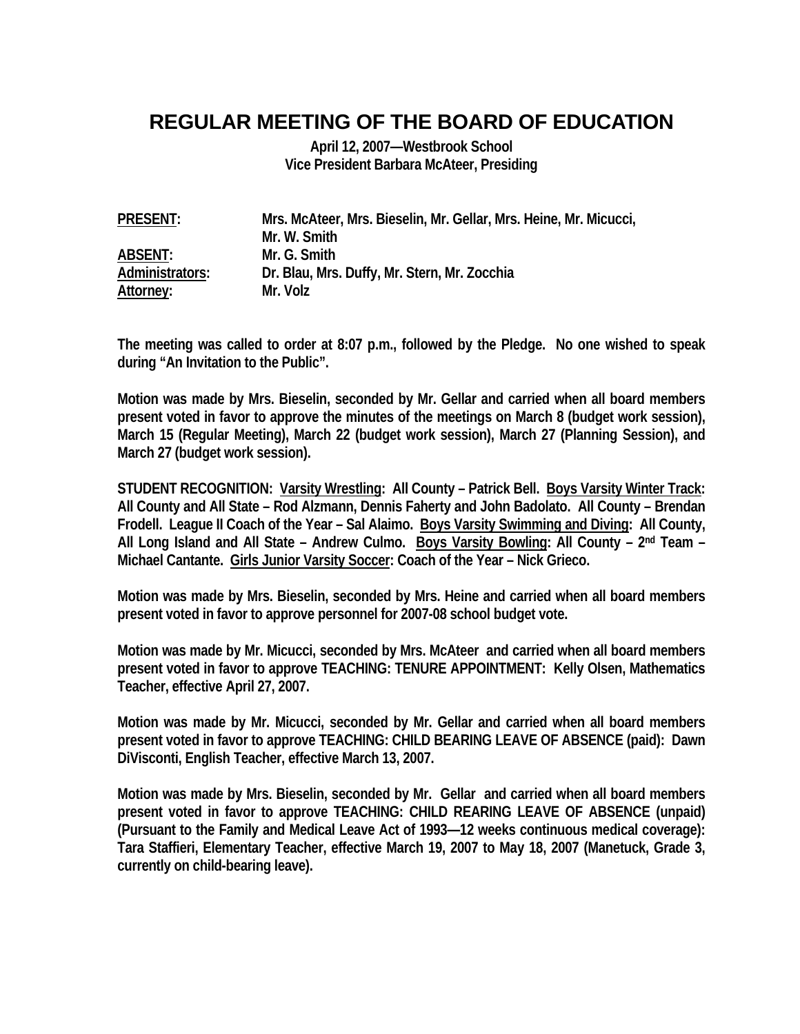# REGULAR MEETING OF THE BOARD OF EDUCATION

**April 12, 2007—Westbrook School**
**Vice President Barbara McAteer, Presiding**

| | |
|---|---|
| **PRESENT:** | **Mrs. McAteer, Mrs. Bieselin, Mr. Gellar, Mrs. Heine, Mr. Micucci, Mr. W. Smith** |
| **ABSENT:** | **Mr. G. Smith** |
| **Administrators:** | **Dr. Blau, Mrs. Duffy, Mr. Stern, Mr. Zocchia** |
| **Attorney:** | **Mr. Volz** |

**The meeting was called to order at 8:07 p.m., followed by the Pledge. No one wished to speak during "An Invitation to the Public".**

**Motion was made by Mrs. Bieselin, seconded by Mr. Gellar and carried when all board members present voted in favor to approve the minutes of the meetings on March 8 (budget work session), March 15 (Regular Meeting), March 22 (budget work session), March 27 (Planning Session), and March 27 (budget work session).**

**STUDENT RECOGNITION: Varsity Wrestling: All County – Patrick Bell. Boys Varsity Winter Track: All County and All State – Rod Alzmann, Dennis Faherty and John Badolato. All County – Brendan Frodell. League II Coach of the Year – Sal Alaimo. Boys Varsity Swimming and Diving: All County, All Long Island and All State – Andrew Culmo. Boys Varsity Bowling: All County – 2nd Team – Michael Cantante. Girls Junior Varsity Soccer: Coach of the Year – Nick Grieco.**

**Motion was made by Mrs. Bieselin, seconded by Mrs. Heine and carried when all board members present voted in favor to approve personnel for 2007-08 school budget vote.**

**Motion was made by Mr. Micucci, seconded by Mrs. McAteer and carried when all board members present voted in favor to approve TEACHING: TENURE APPOINTMENT: Kelly Olsen, Mathematics Teacher, effective April 27, 2007.**

**Motion was made by Mr. Micucci, seconded by Mr. Gellar and carried when all board members present voted in favor to approve TEACHING: CHILD BEARING LEAVE OF ABSENCE (paid): Dawn DiVisconti, English Teacher, effective March 13, 2007.**

**Motion was made by Mrs. Bieselin, seconded by Mr. Gellar and carried when all board members present voted in favor to approve TEACHING: CHILD REARING LEAVE OF ABSENCE (unpaid) (Pursuant to the Family and Medical Leave Act of 1993—12 weeks continuous medical coverage): Tara Staffieri, Elementary Teacher, effective March 19, 2007 to May 18, 2007 (Manetuck, Grade 3, currently on child-bearing leave).**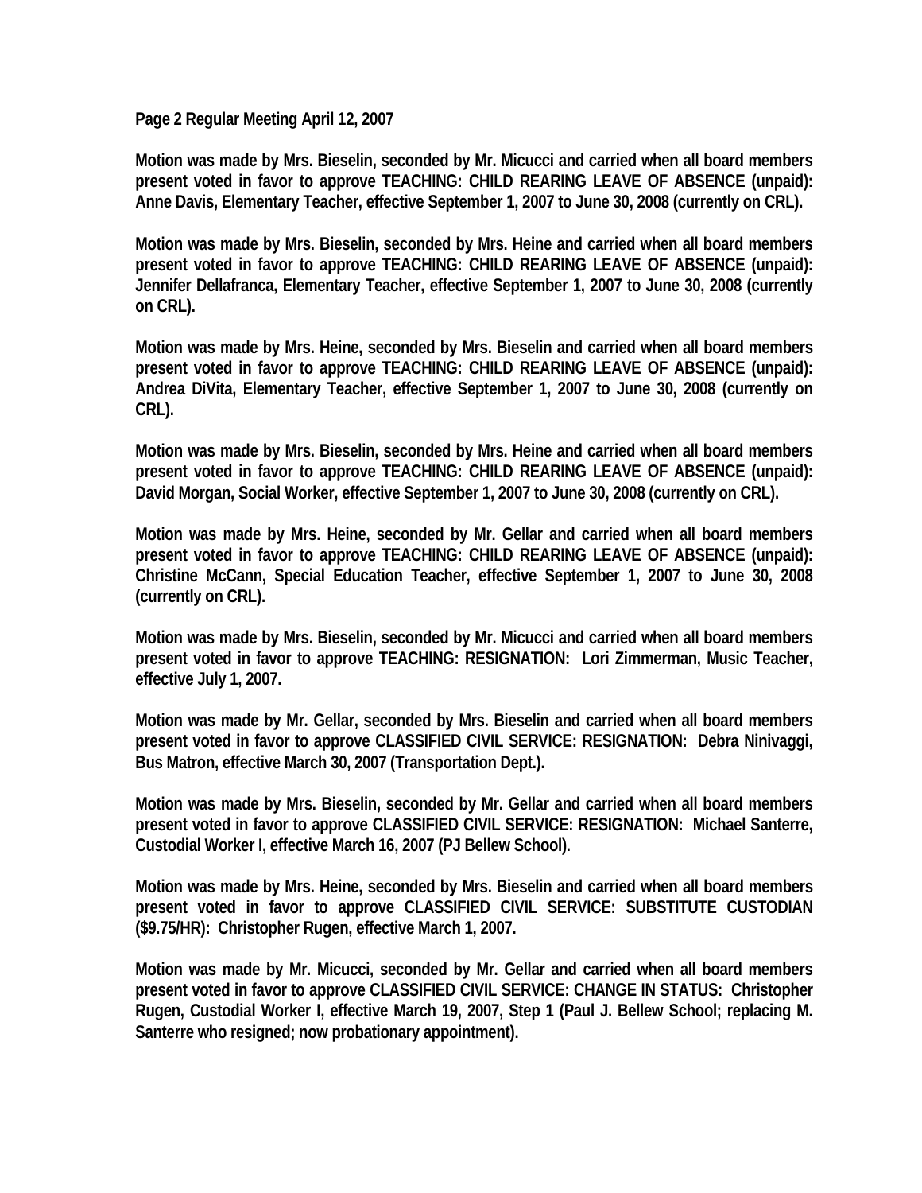**Page 2 Regular Meeting April 12, 2007**

**Motion was made by Mrs. Bieselin, seconded by Mr. Micucci and carried when all board members present voted in favor to approve TEACHING: CHILD REARING LEAVE OF ABSENCE (unpaid): Anne Davis, Elementary Teacher, effective September 1, 2007 to June 30, 2008 (currently on CRL).**

**Motion was made by Mrs. Bieselin, seconded by Mrs. Heine and carried when all board members present voted in favor to approve TEACHING: CHILD REARING LEAVE OF ABSENCE (unpaid): Jennifer Dellafranca, Elementary Teacher, effective September 1, 2007 to June 30, 2008 (currently on CRL).**

**Motion was made by Mrs. Heine, seconded by Mrs. Bieselin and carried when all board members present voted in favor to approve TEACHING: CHILD REARING LEAVE OF ABSENCE (unpaid): Andrea DiVita, Elementary Teacher, effective September 1, 2007 to June 30, 2008 (currently on CRL).**

**Motion was made by Mrs. Bieselin, seconded by Mrs. Heine and carried when all board members present voted in favor to approve TEACHING: CHILD REARING LEAVE OF ABSENCE (unpaid): David Morgan, Social Worker, effective September 1, 2007 to June 30, 2008 (currently on CRL).**

**Motion was made by Mrs. Heine, seconded by Mr. Gellar and carried when all board members present voted in favor to approve TEACHING: CHILD REARING LEAVE OF ABSENCE (unpaid): Christine McCann, Special Education Teacher, effective September 1, 2007 to June 30, 2008 (currently on CRL).**

**Motion was made by Mrs. Bieselin, seconded by Mr. Micucci and carried when all board members present voted in favor to approve TEACHING: RESIGNATION: Lori Zimmerman, Music Teacher, effective July 1, 2007.**

**Motion was made by Mr. Gellar, seconded by Mrs. Bieselin and carried when all board members present voted in favor to approve CLASSIFIED CIVIL SERVICE: RESIGNATION: Debra Ninivaggi, Bus Matron, effective March 30, 2007 (Transportation Dept.).**

**Motion was made by Mrs. Bieselin, seconded by Mr. Gellar and carried when all board members present voted in favor to approve CLASSIFIED CIVIL SERVICE: RESIGNATION: Michael Santerre, Custodial Worker I, effective March 16, 2007 (PJ Bellew School).**

**Motion was made by Mrs. Heine, seconded by Mrs. Bieselin and carried when all board members present voted in favor to approve CLASSIFIED CIVIL SERVICE: SUBSTITUTE CUSTODIAN ($9.75/HR): Christopher Rugen, effective March 1, 2007.**

**Motion was made by Mr. Micucci, seconded by Mr. Gellar and carried when all board members present voted in favor to approve CLASSIFIED CIVIL SERVICE: CHANGE IN STATUS: Christopher Rugen, Custodial Worker I, effective March 19, 2007, Step 1 (Paul J. Bellew School; replacing M. Santerre who resigned; now probationary appointment).**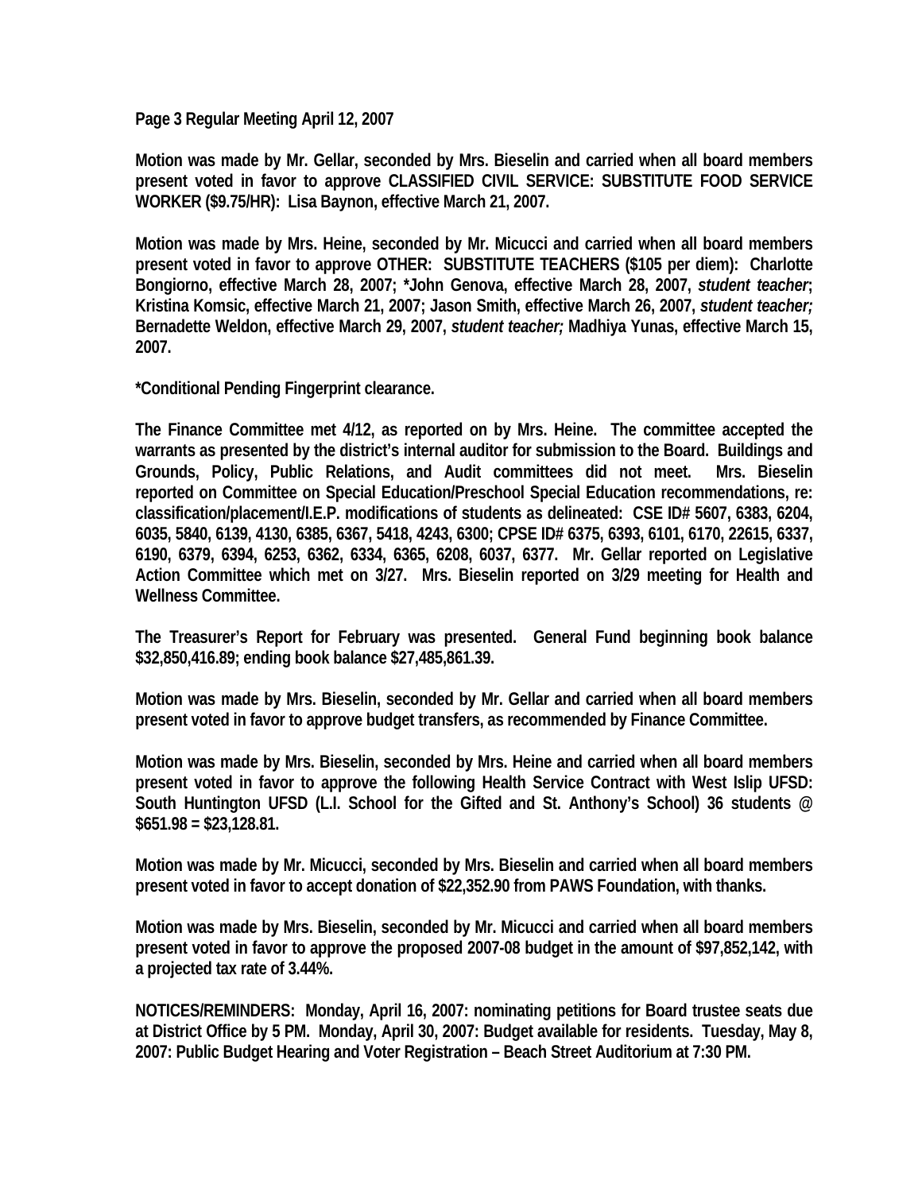**Page 3 Regular Meeting April 12, 2007**

**Motion was made by Mr. Gellar, seconded by Mrs. Bieselin and carried when all board members present voted in favor to approve CLASSIFIED CIVIL SERVICE: SUBSTITUTE FOOD SERVICE WORKER ($9.75/HR): Lisa Baynon, effective March 21, 2007.**

**Motion was made by Mrs. Heine, seconded by Mr. Micucci and carried when all board members present voted in favor to approve OTHER: SUBSTITUTE TEACHERS ($105 per diem): Charlotte Bongiorno, effective March 28, 2007; *John Genova, effective March 28, 2007, *student teacher*; Kristina Komsic, effective March 21, 2007; Jason Smith, effective March 26, 2007, *student teacher;* Bernadette Weldon, effective March 29, 2007, *student teacher;* Madhiya Yunas, effective March 15, 2007.**

**\*Conditional Pending Fingerprint clearance.**

**The Finance Committee met 4/12, as reported on by Mrs. Heine. The committee accepted the warrants as presented by the district's internal auditor for submission to the Board. Buildings and Grounds, Policy, Public Relations, and Audit committees did not meet. Mrs. Bieselin reported on Committee on Special Education/Preschool Special Education recommendations, re: classification/placement/I.E.P. modifications of students as delineated: CSE ID# 5607, 6383, 6204, 6035, 5840, 6139, 4130, 6385, 6367, 5418, 4243, 6300; CPSE ID# 6375, 6393, 6101, 6170, 22615, 6337, 6190, 6379, 6394, 6253, 6362, 6334, 6365, 6208, 6037, 6377. Mr. Gellar reported on Legislative Action Committee which met on 3/27. Mrs. Bieselin reported on 3/29 meeting for Health and Wellness Committee.**

**The Treasurer's Report for February was presented. General Fund beginning book balance $32,850,416.89; ending book balance $27,485,861.39.**

**Motion was made by Mrs. Bieselin, seconded by Mr. Gellar and carried when all board members present voted in favor to approve budget transfers, as recommended by Finance Committee.**

**Motion was made by Mrs. Bieselin, seconded by Mrs. Heine and carried when all board members present voted in favor to approve the following Health Service Contract with West Islip UFSD: South Huntington UFSD (L.I. School for the Gifted and St. Anthony's School) 36 students @ $651.98 = $23,128.81.**

**Motion was made by Mr. Micucci, seconded by Mrs. Bieselin and carried when all board members present voted in favor to accept donation of $22,352.90 from PAWS Foundation, with thanks.**

**Motion was made by Mrs. Bieselin, seconded by Mr. Micucci and carried when all board members present voted in favor to approve the proposed 2007-08 budget in the amount of $97,852,142, with a projected tax rate of 3.44%.**

**NOTICES/REMINDERS: Monday, April 16, 2007: nominating petitions for Board trustee seats due at District Office by 5 PM. Monday, April 30, 2007: Budget available for residents. Tuesday, May 8, 2007: Public Budget Hearing and Voter Registration – Beach Street Auditorium at 7:30 PM.**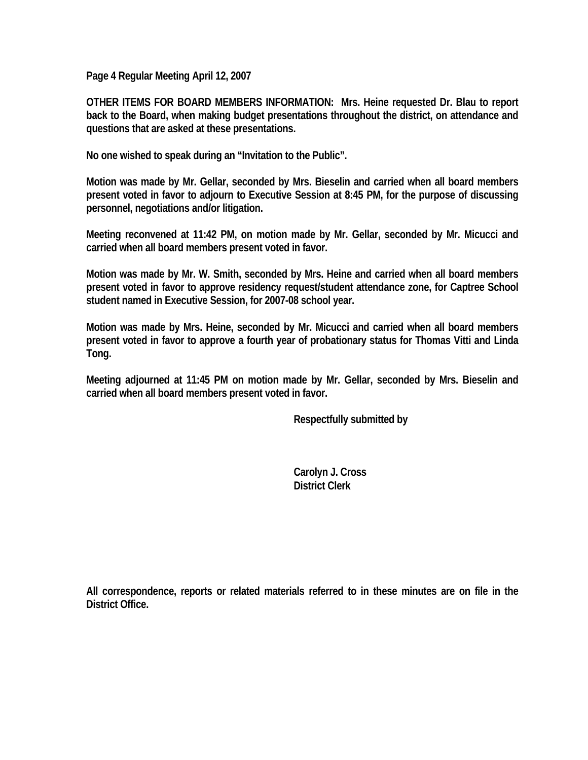**OTHER ITEMS FOR BOARD MEMBERS INFORMATION:** Mrs. Heine requested Dr. Blau to report back to the Board, when making budget presentations throughout the district, on attendance and questions that are asked at these presentations.

No one wished to speak during an "Invitation to the Public".

Motion was made by Mr. Gellar, seconded by Mrs. Bieselin and carried when all board members present voted in favor to adjourn to Executive Session at 8:45 PM, for the purpose of discussing personnel, negotiations and/or litigation.

Meeting reconvened at 11:42 PM, on motion made by Mr. Gellar, seconded by Mr. Micucci and carried when all board members present voted in favor.

Motion was made by Mr. W. Smith, seconded by Mrs. Heine and carried when all board members present voted in favor to approve residency request/student attendance zone, for Captree School student named in Executive Session, for 2007-08 school year.

Motion was made by Mrs. Heine, seconded by Mr. Micucci and carried when all board members present voted in favor to approve a fourth year of probationary status for Thomas Vitti and Linda Tong.

Meeting adjourned at 11:45 PM on motion made by Mr. Gellar, seconded by Mrs. Bieselin and carried when all board members present voted in favor.

Respectfully submitted by

Carolyn J. Cross
District Clerk

All correspondence, reports or related materials referred to in these minutes are on file in the District Office.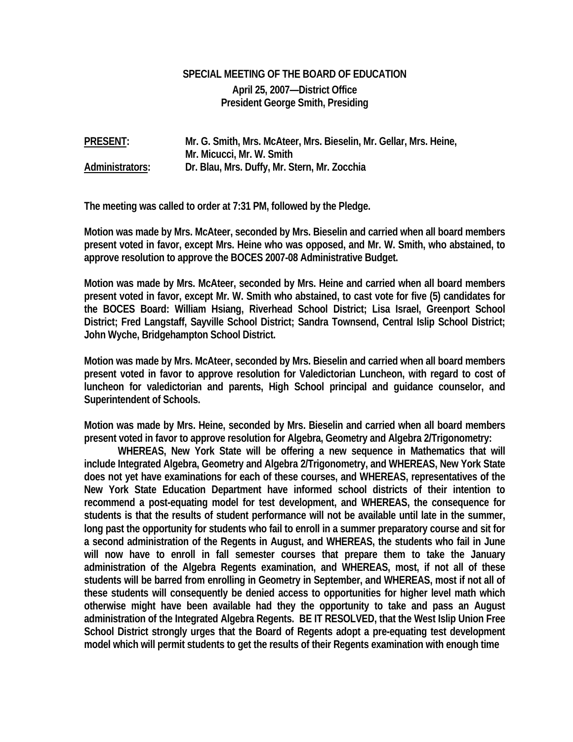**SPECIAL MEETING OF THE BOARD OF EDUCATION**

**April 25, 2007—District Office**
**President George Smith, Presiding**

**PRESENT:** Mr. G. Smith, Mrs. McAteer, Mrs. Bieselin, Mr. Gellar, Mrs. Heine, Mr. Micucci, Mr. W. Smith

**Administrators:** Dr. Blau, Mrs. Duffy, Mr. Stern, Mr. Zocchia

**The meeting was called to order at 7:31 PM, followed by the Pledge.**

**Motion was made by Mrs. McAteer, seconded by Mrs. Bieselin and carried when all board members present voted in favor, except Mrs. Heine who was opposed, and Mr. W. Smith, who abstained, to approve resolution to approve the BOCES 2007-08 Administrative Budget.**

**Motion was made by Mrs. McAteer, seconded by Mrs. Heine and carried when all board members present voted in favor, except Mr. W. Smith who abstained, to cast vote for five (5) candidates for the BOCES Board: William Hsiang, Riverhead School District; Lisa Israel, Greenport School District; Fred Langstaff, Sayville School District; Sandra Townsend, Central Islip School District; John Wyche, Bridgehampton School District.**

**Motion was made by Mrs. McAteer, seconded by Mrs. Bieselin and carried when all board members present voted in favor to approve resolution for Valedictorian Luncheon, with regard to cost of luncheon for valedictorian and parents, High School principal and guidance counselor, and Superintendent of Schools.**

**Motion was made by Mrs. Heine, seconded by Mrs. Bieselin and carried when all board members present voted in favor to approve resolution for Algebra, Geometry and Algebra 2/Trigonometry:**

**WHEREAS, New York State will be offering a new sequence in Mathematics that will include Integrated Algebra, Geometry and Algebra 2/Trigonometry, and WHEREAS, New York State does not yet have examinations for each of these courses, and WHEREAS, representatives of the New York State Education Department have informed school districts of their intention to recommend a post-equating model for test development, and WHEREAS, the consequence for students is that the results of student performance will not be available until late in the summer, long past the opportunity for students who fail to enroll in a summer preparatory course and sit for a second administration of the Regents in August, and WHEREAS, the students who fail in June will now have to enroll in fall semester courses that prepare them to take the January administration of the Algebra Regents examination, and WHEREAS, most, if not all of these students will be barred from enrolling in Geometry in September, and WHEREAS, most if not all of these students will consequently be denied access to opportunities for higher level math which otherwise might have been available had they the opportunity to take and pass an August administration of the Integrated Algebra Regents. BE IT RESOLVED, that the West Islip Union Free School District strongly urges that the Board of Regents adopt a pre-equating test development model which will permit students to get the results of their Regents examination with enough time**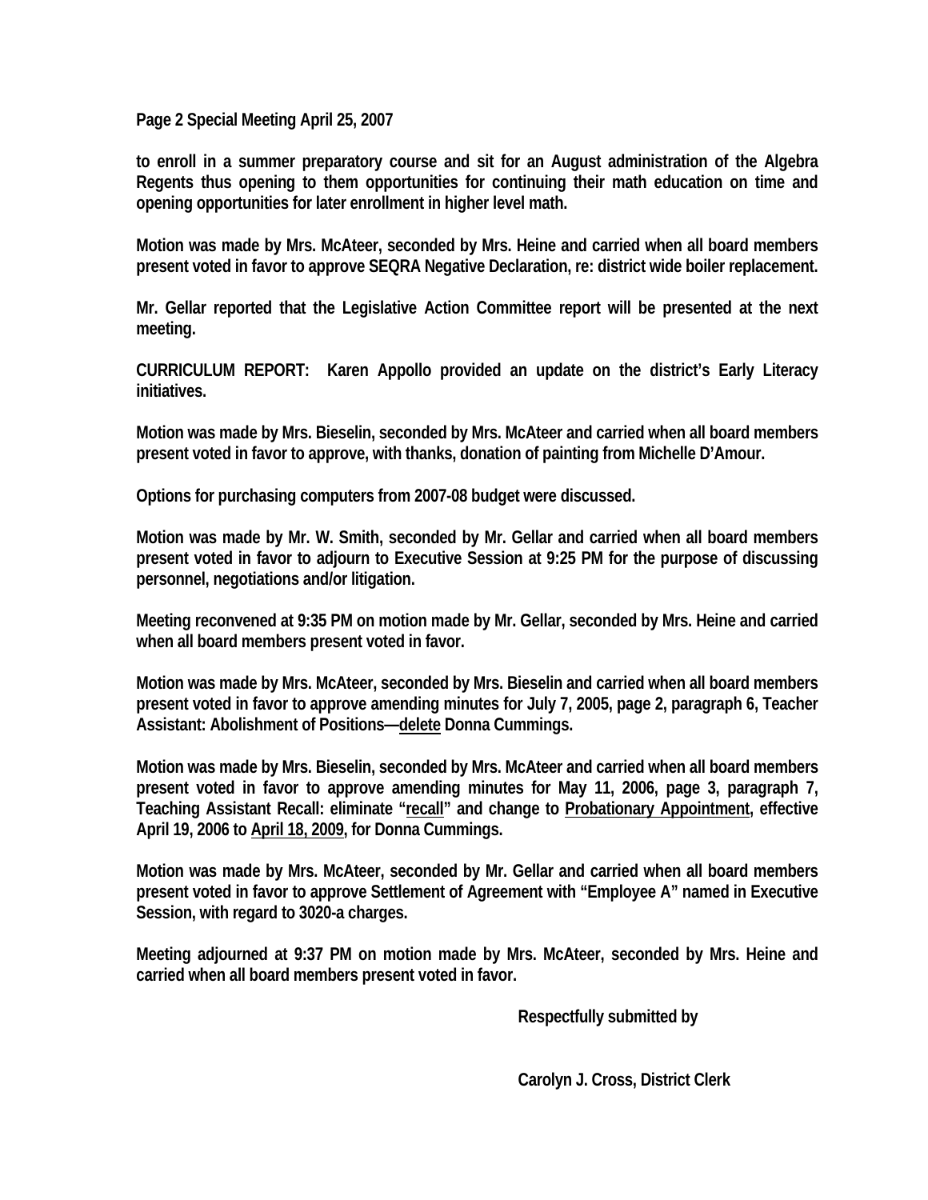to enroll in a summer preparatory course and sit for an August administration of the Algebra Regents thus opening to them opportunities for continuing their math education on time and opening opportunities for later enrollment in higher level math.

Motion was made by Mrs. McAteer, seconded by Mrs. Heine and carried when all board members present voted in favor to approve SEQRA Negative Declaration, re: district wide boiler replacement.

Mr. Gellar reported that the Legislative Action Committee report will be presented at the next meeting.

CURRICULUM REPORT: Karen Appollo provided an update on the district's Early Literacy initiatives.

Motion was made by Mrs. Bieselin, seconded by Mrs. McAteer and carried when all board members present voted in favor to approve, with thanks, donation of painting from Michelle D'Amour.

Options for purchasing computers from 2007-08 budget were discussed.

Motion was made by Mr. W. Smith, seconded by Mr. Gellar and carried when all board members present voted in favor to adjourn to Executive Session at 9:25 PM for the purpose of discussing personnel, negotiations and/or litigation.

Meeting reconvened at 9:35 PM on motion made by Mr. Gellar, seconded by Mrs. Heine and carried when all board members present voted in favor.

Motion was made by Mrs. McAteer, seconded by Mrs. Bieselin and carried when all board members present voted in favor to approve amending minutes for July 7, 2005, page 2, paragraph 6, Teacher Assistant: Abolishment of Positions—delete Donna Cummings.

Motion was made by Mrs. Bieselin, seconded by Mrs. McAteer and carried when all board members present voted in favor to approve amending minutes for May 11, 2006, page 3, paragraph 7, Teaching Assistant Recall: eliminate "recall" and change to Probationary Appointment, effective April 19, 2006 to April 18, 2009, for Donna Cummings.

Motion was made by Mrs. McAteer, seconded by Mr. Gellar and carried when all board members present voted in favor to approve Settlement of Agreement with "Employee A" named in Executive Session, with regard to 3020-a charges.

Meeting adjourned at 9:37 PM on motion made by Mrs. McAteer, seconded by Mrs. Heine and carried when all board members present voted in favor.

Respectfully submitted by

Carolyn J. Cross, District Clerk